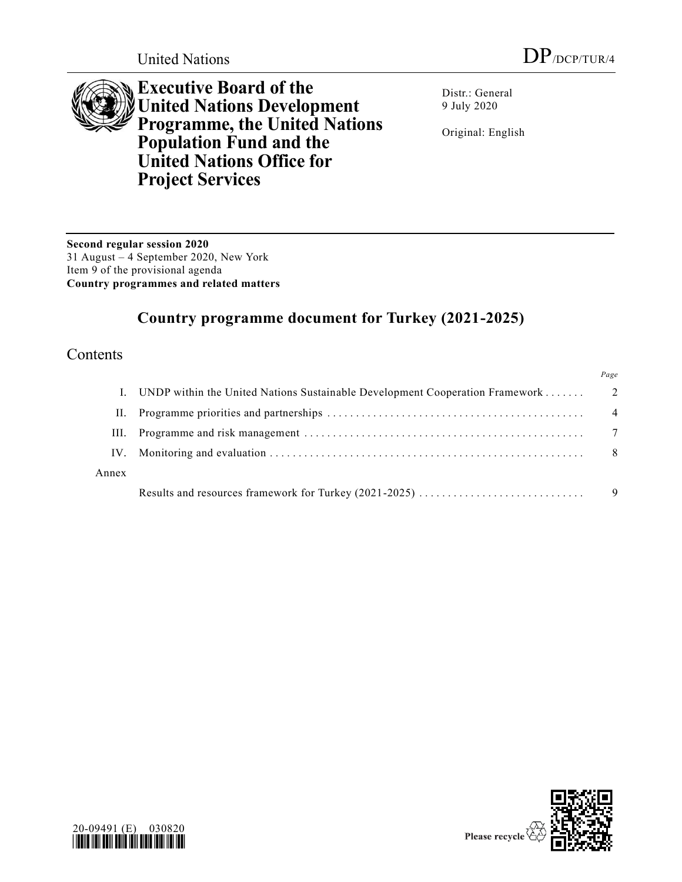United Nations DP/DCP/TUR/4

# Executive Board of the United Nations Development Programme, the United Nations Population Fund and the United Nations Office for Project Services

Distr.: General
9 July 2020

Original: English

**Second regular session 2020**
31 August – 4 September 2020, New York
Item 9 of the provisional agenda
**Country programmes and related matters**

## Country programme document for Turkey (2021-2025)

## Contents

| | | Page |
|---|---|---|
| I. | UNDP within the United Nations Sustainable Development Cooperation Framework | 2 |
| II. | Programme priorities and partnerships | 4 |
| III. | Programme and risk management | 7 |
| IV. | Monitoring and evaluation | 8 |
| Annex | | |
| | Results and resources framework for Turkey (2021-2025) | 9 |

20-09491 (E) 030820

Please recycle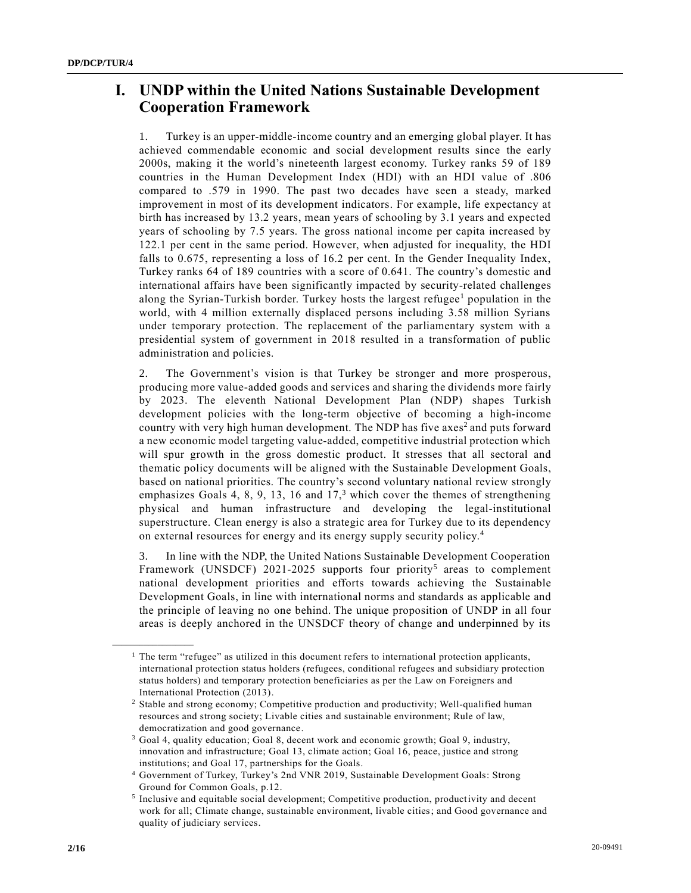# I. UNDP within the United Nations Sustainable Development Cooperation Framework

1. Turkey is an upper-middle-income country and an emerging global player. It has achieved commendable economic and social development results since the early 2000s, making it the world's nineteenth largest economy. Turkey ranks 59 of 189 countries in the Human Development Index (HDI) with an HDI value of .806 compared to .579 in 1990. The past two decades have seen a steady, marked improvement in most of its development indicators. For example, life expectancy at birth has increased by 13.2 years, mean years of schooling by 3.1 years and expected years of schooling by 7.5 years. The gross national income per capita increased by 122.1 per cent in the same period. However, when adjusted for inequality, the HDI falls to 0.675, representing a loss of 16.2 per cent. In the Gender Inequality Index, Turkey ranks 64 of 189 countries with a score of 0.641. The country's domestic and international affairs have been significantly impacted by security-related challenges along the Syrian-Turkish border. Turkey hosts the largest refugee[1] population in the world, with 4 million externally displaced persons including 3.58 million Syrians under temporary protection. The replacement of the parliamentary system with a presidential system of government in 2018 resulted in a transformation of public administration and policies.

2. The Government's vision is that Turkey be stronger and more prosperous, producing more value-added goods and services and sharing the dividends more fairly by 2023. The eleventh National Development Plan (NDP) shapes Turkish development policies with the long-term objective of becoming a high-income country with very high human development. The NDP has five axes[2] and puts forward a new economic model targeting value-added, competitive industrial protection which will spur growth in the gross domestic product. It stresses that all sectoral and thematic policy documents will be aligned with the Sustainable Development Goals, based on national priorities. The country's second voluntary national review strongly emphasizes Goals 4, 8, 9, 13, 16 and 17,[3] which cover the themes of strengthening physical and human infrastructure and developing the legal-institutional superstructure. Clean energy is also a strategic area for Turkey due to its dependency on external resources for energy and its energy supply security policy.[4]

3. In line with the NDP, the United Nations Sustainable Development Cooperation Framework (UNSDCF) 2021-2025 supports four priority[5] areas to complement national development priorities and efforts towards achieving the Sustainable Development Goals, in line with international norms and standards as applicable and the principle of leaving no one behind. The unique proposition of UNDP in all four areas is deeply anchored in the UNSDCF theory of change and underpinned by its

---

[1] The term "refugee" as utilized in this document refers to international protection applicants, international protection status holders (refugees, conditional refugees and subsidiary protection status holders) and temporary protection beneficiaries as per the Law on Foreigners and International Protection (2013).

[2] Stable and strong economy; Competitive production and productivity; Well-qualified human resources and strong society; Livable cities and sustainable environment; Rule of law, democratization and good governance.

[3] Goal 4, quality education; Goal 8, decent work and economic growth; Goal 9, industry, innovation and infrastructure; Goal 13, climate action; Goal 16, peace, justice and strong institutions; and Goal 17, partnerships for the Goals.

[4] Government of Turkey, Turkey's 2nd VNR 2019, Sustainable Development Goals: Strong Ground for Common Goals, p.12.

[5] Inclusive and equitable social development; Competitive production, productivity and decent work for all; Climate change, sustainable environment, livable cities; and Good governance and quality of judiciary services.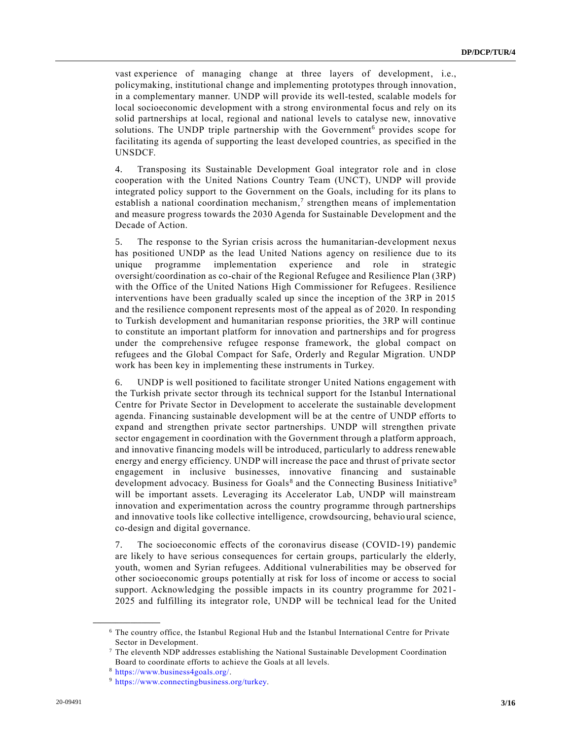vast experience of managing change at three layers of development, i.e., policymaking, institutional change and implementing prototypes through innovation, in a complementary manner. UNDP will provide its well-tested, scalable models for local socioeconomic development with a strong environmental focus and rely on its solid partnerships at local, regional and national levels to catalyse new, innovative solutions. The UNDP triple partnership with the Government[6] provides scope for facilitating its agenda of supporting the least developed countries, as specified in the UNSDCF.

4. Transposing its Sustainable Development Goal integrator role and in close cooperation with the United Nations Country Team (UNCT), UNDP will provide integrated policy support to the Government on the Goals, including for its plans to establish a national coordination mechanism,[7] strengthen means of implementation and measure progress towards the 2030 Agenda for Sustainable Development and the Decade of Action.

5. The response to the Syrian crisis across the humanitarian-development nexus has positioned UNDP as the lead United Nations agency on resilience due to its unique programme implementation experience and role in strategic oversight/coordination as co-chair of the Regional Refugee and Resilience Plan (3RP) with the Office of the United Nations High Commissioner for Refugees. Resilience interventions have been gradually scaled up since the inception of the 3RP in 2015 and the resilience component represents most of the appeal as of 2020. In responding to Turkish development and humanitarian response priorities, the 3RP will continue to constitute an important platform for innovation and partnerships and for progress under the comprehensive refugee response framework, the global compact on refugees and the Global Compact for Safe, Orderly and Regular Migration. UNDP work has been key in implementing these instruments in Turkey.

6. UNDP is well positioned to facilitate stronger United Nations engagement with the Turkish private sector through its technical support for the Istanbul International Centre for Private Sector in Development to accelerate the sustainable development agenda. Financing sustainable development will be at the centre of UNDP efforts to expand and strengthen private sector partnerships. UNDP will strengthen private sector engagement in coordination with the Government through a platform approach, and innovative financing models will be introduced, particularly to address renewable energy and energy efficiency. UNDP will increase the pace and thrust of private sector engagement in inclusive businesses, innovative financing and sustainable development advocacy. Business for Goals[8] and the Connecting Business Initiative[9] will be important assets. Leveraging its Accelerator Lab, UNDP will mainstream innovation and experimentation across the country programme through partnerships and innovative tools like collective intelligence, crowdsourcing, behavioural science, co-design and digital governance.

7. The socioeconomic effects of the coronavirus disease (COVID-19) pandemic are likely to have serious consequences for certain groups, particularly the elderly, youth, women and Syrian refugees. Additional vulnerabilities may be observed for other socioeconomic groups potentially at risk for loss of income or access to social support. Acknowledging the possible impacts in its country programme for 2021-2025 and fulfilling its integrator role, UNDP will be technical lead for the United

---

[6] The country office, the Istanbul Regional Hub and the Istanbul International Centre for Private Sector in Development.

[7] The eleventh NDP addresses establishing the National Sustainable Development Coordination Board to coordinate efforts to achieve the Goals at all levels.

[8] https://www.business4goals.org/.

[9] https://www.connectingbusiness.org/turkey.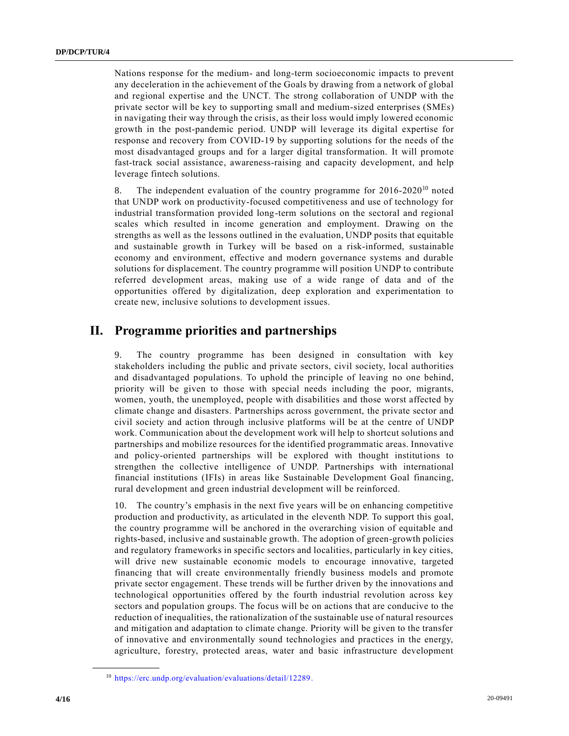Nations response for the medium- and long-term socioeconomic impacts to prevent any deceleration in the achievement of the Goals by drawing from a network of global and regional expertise and the UNCT. The strong collaboration of UNDP with the private sector will be key to supporting small and medium-sized enterprises (SMEs) in navigating their way through the crisis, as their loss would imply lowered economic growth in the post-pandemic period. UNDP will leverage its digital expertise for response and recovery from COVID-19 by supporting solutions for the needs of the most disadvantaged groups and for a larger digital transformation. It will promote fast-track social assistance, awareness-raising and capacity development, and help leverage fintech solutions.

8. The independent evaluation of the country programme for 2016-2020[10] noted that UNDP work on productivity-focused competitiveness and use of technology for industrial transformation provided long-term solutions on the sectoral and regional scales which resulted in income generation and employment. Drawing on the strengths as well as the lessons outlined in the evaluation, UNDP posits that equitable and sustainable growth in Turkey will be based on a risk-informed, sustainable economy and environment, effective and modern governance systems and durable solutions for displacement. The country programme will position UNDP to contribute referred development areas, making use of a wide range of data and of the opportunities offered by digitalization, deep exploration and experimentation to create new, inclusive solutions to development issues.

## II. Programme priorities and partnerships

9. The country programme has been designed in consultation with key stakeholders including the public and private sectors, civil society, local authorities and disadvantaged populations. To uphold the principle of leaving no one behind, priority will be given to those with special needs including the poor, migrants, women, youth, the unemployed, people with disabilities and those worst affected by climate change and disasters. Partnerships across government, the private sector and civil society and action through inclusive platforms will be at the centre of UNDP work. Communication about the development work will help to shortcut solutions and partnerships and mobilize resources for the identified programmatic areas. Innovative and policy-oriented partnerships will be explored with thought institutions to strengthen the collective intelligence of UNDP. Partnerships with international financial institutions (IFIs) in areas like Sustainable Development Goal financing, rural development and green industrial development will be reinforced.

10. The country's emphasis in the next five years will be on enhancing competitive production and productivity, as articulated in the eleventh NDP. To support this goal, the country programme will be anchored in the overarching vision of equitable and rights-based, inclusive and sustainable growth. The adoption of green-growth policies and regulatory frameworks in specific sectors and localities, particularly in key cities, will drive new sustainable economic models to encourage innovative, targeted financing that will create environmentally friendly business models and promote private sector engagement. These trends will be further driven by the innovations and technological opportunities offered by the fourth industrial revolution across key sectors and population groups. The focus will be on actions that are conducive to the reduction of inequalities, the rationalization of the sustainable use of natural resources and mitigation and adaptation to climate change. Priority will be given to the transfer of innovative and environmentally sound technologies and practices in the energy, agriculture, forestry, protected areas, water and basic infrastructure development

[10] https://erc.undp.org/evaluation/evaluations/detail/12289.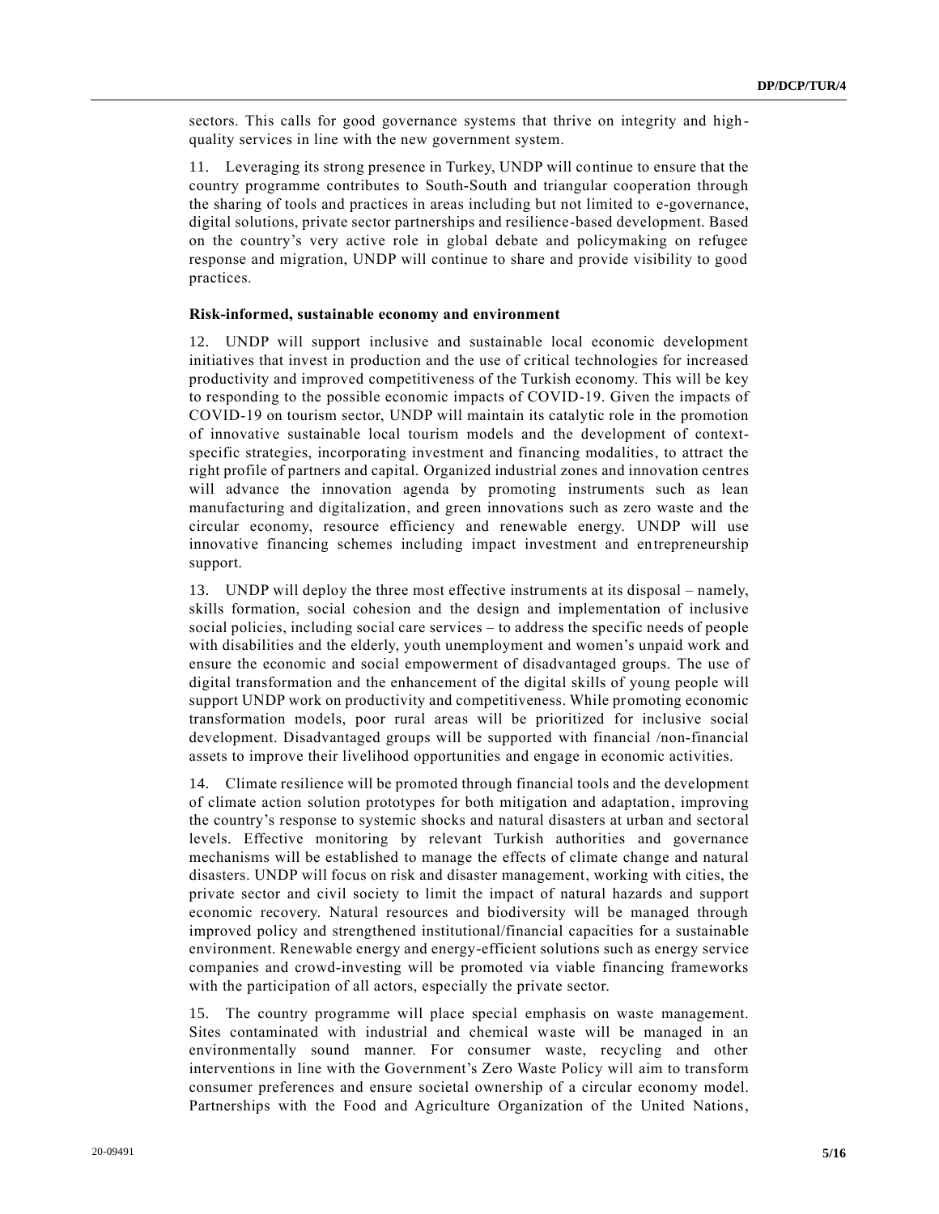sectors. This calls for good governance systems that thrive on integrity and high-quality services in line with the new government system.

11. Leveraging its strong presence in Turkey, UNDP will continue to ensure that the country programme contributes to South-South and triangular cooperation through the sharing of tools and practices in areas including but not limited to e-governance, digital solutions, private sector partnerships and resilience-based development. Based on the country's very active role in global debate and policymaking on refugee response and migration, UNDP will continue to share and provide visibility to good practices.

**Risk-informed, sustainable economy and environment**

12. UNDP will support inclusive and sustainable local economic development initiatives that invest in production and the use of critical technologies for increased productivity and improved competitiveness of the Turkish economy. This will be key to responding to the possible economic impacts of COVID-19. Given the impacts of COVID-19 on tourism sector, UNDP will maintain its catalytic role in the promotion of innovative sustainable local tourism models and the development of context-specific strategies, incorporating investment and financing modalities, to attract the right profile of partners and capital. Organized industrial zones and innovation centres will advance the innovation agenda by promoting instruments such as lean manufacturing and digitalization, and green innovations such as zero waste and the circular economy, resource efficiency and renewable energy. UNDP will use innovative financing schemes including impact investment and entrepreneurship support.

13. UNDP will deploy the three most effective instruments at its disposal – namely, skills formation, social cohesion and the design and implementation of inclusive social policies, including social care services – to address the specific needs of people with disabilities and the elderly, youth unemployment and women's unpaid work and ensure the economic and social empowerment of disadvantaged groups. The use of digital transformation and the enhancement of the digital skills of young people will support UNDP work on productivity and competitiveness. While promoting economic transformation models, poor rural areas will be prioritized for inclusive social development. Disadvantaged groups will be supported with financial /non-financial assets to improve their livelihood opportunities and engage in economic activities.

14. Climate resilience will be promoted through financial tools and the development of climate action solution prototypes for both mitigation and adaptation, improving the country's response to systemic shocks and natural disasters at urban and sectoral levels. Effective monitoring by relevant Turkish authorities and governance mechanisms will be established to manage the effects of climate change and natural disasters. UNDP will focus on risk and disaster management, working with cities, the private sector and civil society to limit the impact of natural hazards and support economic recovery. Natural resources and biodiversity will be managed through improved policy and strengthened institutional/financial capacities for a sustainable environment. Renewable energy and energy-efficient solutions such as energy service companies and crowd-investing will be promoted via viable financing frameworks with the participation of all actors, especially the private sector.

15. The country programme will place special emphasis on waste management. Sites contaminated with industrial and chemical waste will be managed in an environmentally sound manner. For consumer waste, recycling and other interventions in line with the Government's Zero Waste Policy will aim to transform consumer preferences and ensure societal ownership of a circular economy model. Partnerships with the Food and Agriculture Organization of the United Nations,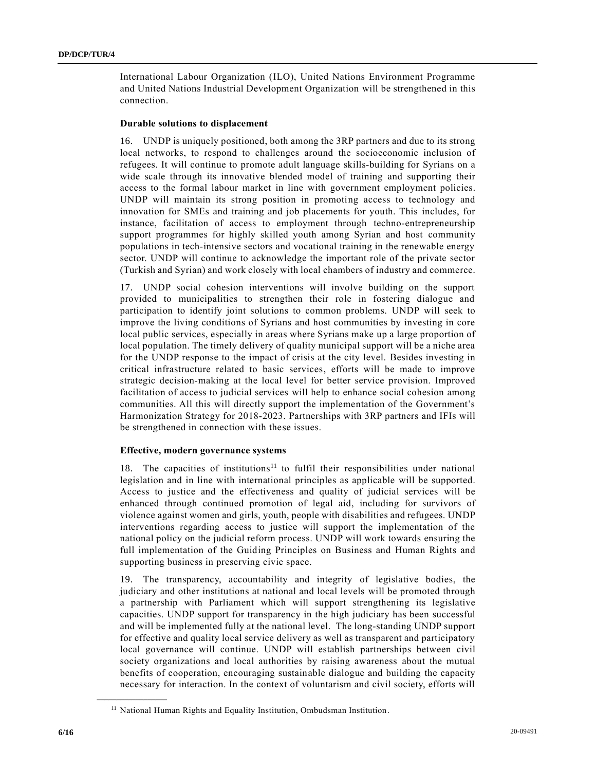International Labour Organization (ILO), United Nations Environment Programme and United Nations Industrial Development Organization will be strengthened in this connection.

**Durable solutions to displacement**

16. UNDP is uniquely positioned, both among the 3RP partners and due to its strong local networks, to respond to challenges around the socioeconomic inclusion of refugees. It will continue to promote adult language skills-building for Syrians on a wide scale through its innovative blended model of training and supporting their access to the formal labour market in line with government employment policies. UNDP will maintain its strong position in promoting access to technology and innovation for SMEs and training and job placements for youth. This includes, for instance, facilitation of access to employment through techno-entrepreneurship support programmes for highly skilled youth among Syrian and host community populations in tech-intensive sectors and vocational training in the renewable energy sector. UNDP will continue to acknowledge the important role of the private sector (Turkish and Syrian) and work closely with local chambers of industry and commerce.

17. UNDP social cohesion interventions will involve building on the support provided to municipalities to strengthen their role in fostering dialogue and participation to identify joint solutions to common problems. UNDP will seek to improve the living conditions of Syrians and host communities by investing in core local public services, especially in areas where Syrians make up a large proportion of local population. The timely delivery of quality municipal support will be a niche area for the UNDP response to the impact of crisis at the city level. Besides investing in critical infrastructure related to basic services, efforts will be made to improve strategic decision-making at the local level for better service provision. Improved facilitation of access to judicial services will help to enhance social cohesion among communities. All this will directly support the implementation of the Government's Harmonization Strategy for 2018-2023. Partnerships with 3RP partners and IFIs will be strengthened in connection with these issues.

**Effective, modern governance systems**

18. The capacities of institutions[11] to fulfil their responsibilities under national legislation and in line with international principles as applicable will be supported. Access to justice and the effectiveness and quality of judicial services will be enhanced through continued promotion of legal aid, including for survivors of violence against women and girls, youth, people with disabilities and refugees. UNDP interventions regarding access to justice will support the implementation of the national policy on the judicial reform process. UNDP will work towards ensuring the full implementation of the Guiding Principles on Business and Human Rights and supporting business in preserving civic space.

19. The transparency, accountability and integrity of legislative bodies, the judiciary and other institutions at national and local levels will be promoted through a partnership with Parliament which will support strengthening its legislative capacities. UNDP support for transparency in the high judiciary has been successful and will be implemented fully at the national level. The long-standing UNDP support for effective and quality local service delivery as well as transparent and participatory local governance will continue. UNDP will establish partnerships between civil society organizations and local authorities by raising awareness about the mutual benefits of cooperation, encouraging sustainable dialogue and building the capacity necessary for interaction. In the context of voluntarism and civil society, efforts will

---

[11] National Human Rights and Equality Institution, Ombudsman Institution.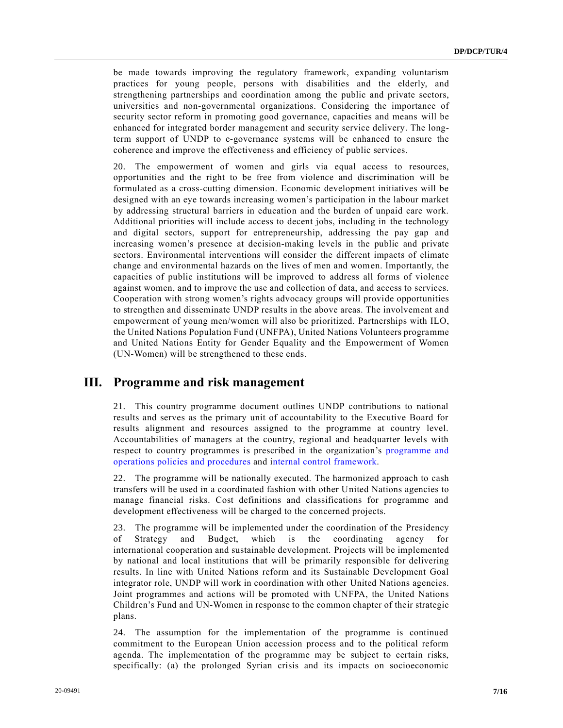be made towards improving the regulatory framework, expanding voluntarism practices for young people, persons with disabilities and the elderly, and strengthening partnerships and coordination among the public and private sectors, universities and non-governmental organizations. Considering the importance of security sector reform in promoting good governance, capacities and means will be enhanced for integrated border management and security service delivery. The long-term support of UNDP to e-governance systems will be enhanced to ensure the coherence and improve the effectiveness and efficiency of public services.

20. The empowerment of women and girls via equal access to resources, opportunities and the right to be free from violence and discrimination will be formulated as a cross-cutting dimension. Economic development initiatives will be designed with an eye towards increasing women's participation in the labour market by addressing structural barriers in education and the burden of unpaid care work. Additional priorities will include access to decent jobs, including in the technology and digital sectors, support for entrepreneurship, addressing the pay gap and increasing women's presence at decision-making levels in the public and private sectors. Environmental interventions will consider the different impacts of climate change and environmental hazards on the lives of men and women. Importantly, the capacities of public institutions will be improved to address all forms of violence against women, and to improve the use and collection of data, and access to services. Cooperation with strong women's rights advocacy groups will provide opportunities to strengthen and disseminate UNDP results in the above areas. The involvement and empowerment of young men/women will also be prioritized. Partnerships with ILO, the United Nations Population Fund (UNFPA), United Nations Volunteers programme and United Nations Entity for Gender Equality and the Empowerment of Women (UN-Women) will be strengthened to these ends.

## III. Programme and risk management

21. This country programme document outlines UNDP contributions to national results and serves as the primary unit of accountability to the Executive Board for results alignment and resources assigned to the programme at country level. Accountabilities of managers at the country, regional and headquarter levels with respect to country programmes is prescribed in the organization's programme and operations policies and procedures and internal control framework.

22. The programme will be nationally executed. The harmonized approach to cash transfers will be used in a coordinated fashion with other United Nations agencies to manage financial risks. Cost definitions and classifications for programme and development effectiveness will be charged to the concerned projects.

23. The programme will be implemented under the coordination of the Presidency of Strategy and Budget, which is the coordinating agency for international cooperation and sustainable development. Projects will be implemented by national and local institutions that will be primarily responsible for delivering results. In line with United Nations reform and its Sustainable Development Goal integrator role, UNDP will work in coordination with other United Nations agencies. Joint programmes and actions will be promoted with UNFPA, the United Nations Children's Fund and UN-Women in response to the common chapter of their strategic plans.

24. The assumption for the implementation of the programme is continued commitment to the European Union accession process and to the political reform agenda. The implementation of the programme may be subject to certain risks, specifically: (a) the prolonged Syrian crisis and its impacts on socioeconomic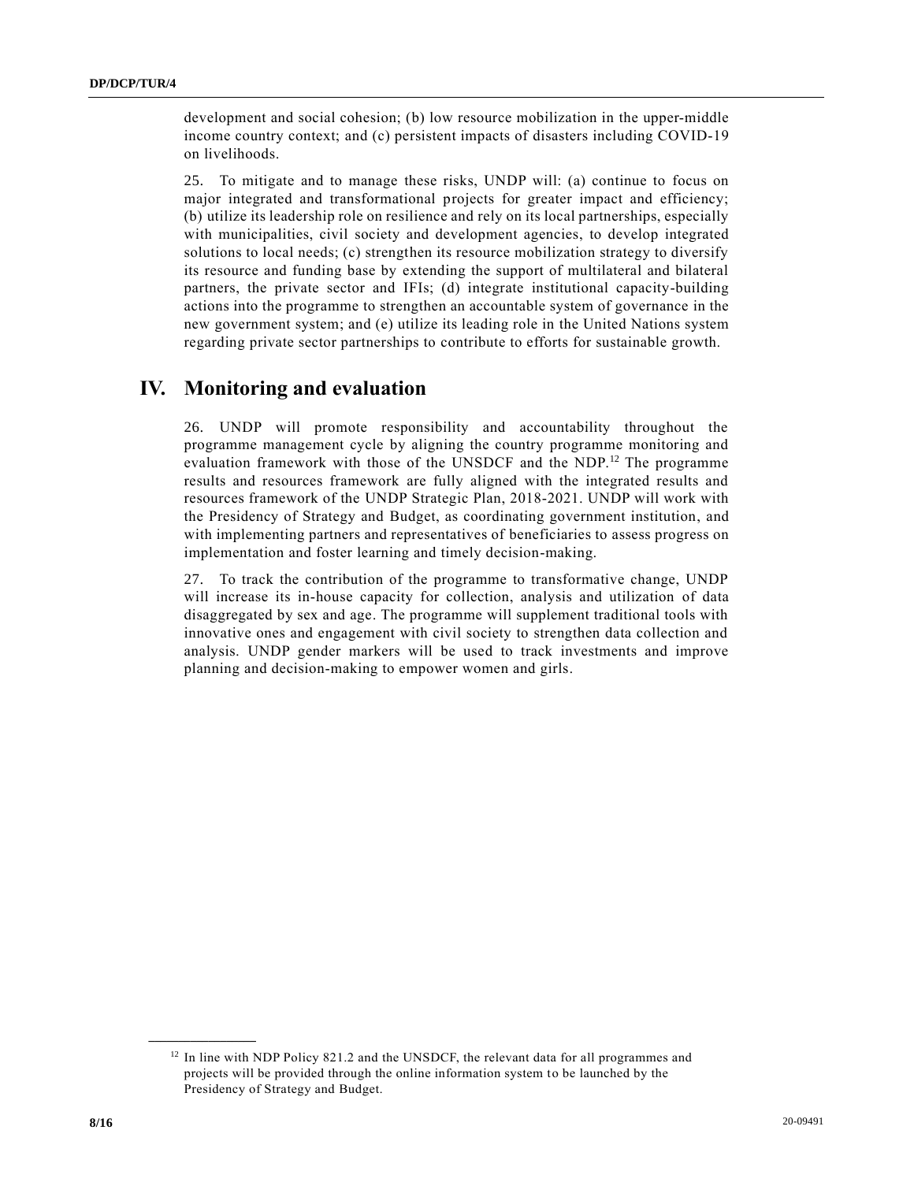development and social cohesion; (b) low resource mobilization in the upper-middle income country context; and (c) persistent impacts of disasters including COVID-19 on livelihoods.

25. To mitigate and to manage these risks, UNDP will: (a) continue to focus on major integrated and transformational projects for greater impact and efficiency; (b) utilize its leadership role on resilience and rely on its local partnerships, especially with municipalities, civil society and development agencies, to develop integrated solutions to local needs; (c) strengthen its resource mobilization strategy to diversify its resource and funding base by extending the support of multilateral and bilateral partners, the private sector and IFIs; (d) integrate institutional capacity-building actions into the programme to strengthen an accountable system of governance in the new government system; and (e) utilize its leading role in the United Nations system regarding private sector partnerships to contribute to efforts for sustainable growth.

# IV. Monitoring and evaluation

26. UNDP will promote responsibility and accountability throughout the programme management cycle by aligning the country programme monitoring and evaluation framework with those of the UNSDCF and the NDP.[12] The programme results and resources framework are fully aligned with the integrated results and resources framework of the UNDP Strategic Plan, 2018-2021. UNDP will work with the Presidency of Strategy and Budget, as coordinating government institution, and with implementing partners and representatives of beneficiaries to assess progress on implementation and foster learning and timely decision-making.

27. To track the contribution of the programme to transformative change, UNDP will increase its in-house capacity for collection, analysis and utilization of data disaggregated by sex and age. The programme will supplement traditional tools with innovative ones and engagement with civil society to strengthen data collection and analysis. UNDP gender markers will be used to track investments and improve planning and decision-making to empower women and girls.

---

[12] In line with NDP Policy 821.2 and the UNSDCF, the relevant data for all programmes and projects will be provided through the online information system to be launched by the Presidency of Strategy and Budget.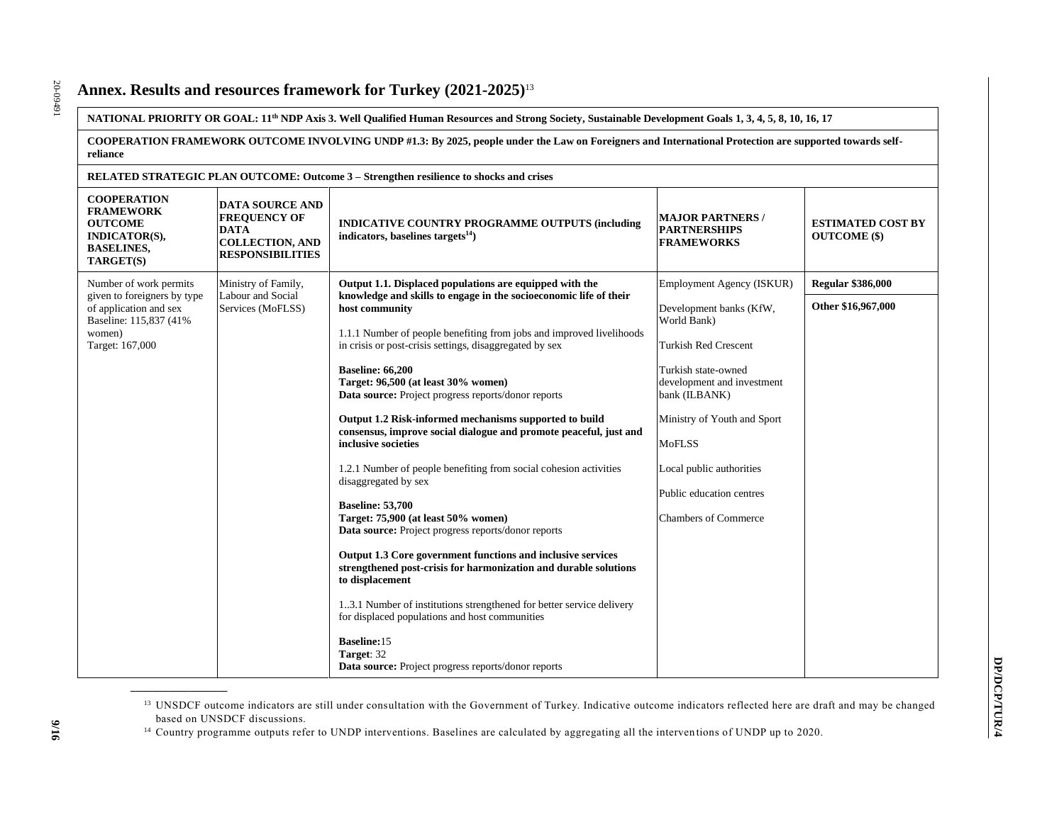# Annex. Results and resources framework for Turkey (2021-2025)[13]

**NATIONAL PRIORITY OR GOAL: 11th NDP Axis 3. Well Qualified Human Resources and Strong Society, Sustainable Development Goals 1, 3, 4, 5, 8, 10, 16, 17**

**COOPERATION FRAMEWORK OUTCOME INVOLVING UNDP #1.3: By 2025, people under the Law on Foreigners and International Protection are supported towards self-reliance**

**RELATED STRATEGIC PLAN OUTCOME: Outcome 3 – Strengthen resilience to shocks and crises**

| COOPERATION FRAMEWORK OUTCOME INDICATOR(S), BASELINES, TARGET(S) | DATA SOURCE AND FREQUENCY OF DATA COLLECTION, AND RESPONSIBILITIES | INDICATIVE COUNTRY PROGRAMME OUTPUTS (including indicators, baselines targets[14]) | MAJOR PARTNERS / PARTNERSHIPS FRAMEWORKS | ESTIMATED COST BY OUTCOME ($) |
|---|---|---|---|---|
| Number of work permits given to foreigners by type of application and sex<br>Baseline: 115,837 (41% women)<br>Target: 167,000 | Ministry of Family, Labour and Social Services (MoFLSS) | **Output 1.1. Displaced populations are equipped with the knowledge and skills to engage in the socioeconomic life of their host community**<br><br>1.1.1 Number of people benefiting from jobs and improved livelihoods in crisis or post-crisis settings, disaggregated by sex<br><br>**Baseline: 66,200**<br>**Target: 96,500 (at least 30% women)**<br>**Data source:** Project progress reports/donor reports<br><br>**Output 1.2 Risk-informed mechanisms supported to build consensus, improve social dialogue and promote peaceful, just and inclusive societies**<br><br>1.2.1 Number of people benefiting from social cohesion activities disaggregated by sex<br><br>**Baseline: 53,700**<br>**Target: 75,900 (at least 50% women)**<br>**Data source:** Project progress reports/donor reports<br><br>**Output 1.3 Core government functions and inclusive services strengthened post-crisis for harmonization and durable solutions to displacement**<br><br>1..3.1 Number of institutions strengthened for better service delivery for displaced populations and host communities<br><br>**Baseline:**15<br>**Target**: 32<br>**Data source:** Project progress reports/donor reports | Employment Agency (ISKUR)<br><br>Development banks (KfW, World Bank)<br><br>Turkish Red Crescent<br><br>Turkish state-owned development and investment bank (ILBANK)<br><br>Ministry of Youth and Sport<br><br>MoFLSS<br><br>Local public authorities<br><br>Public education centres<br><br>Chambers of Commerce | **Regular $386,000**<br><br>**Other $16,967,000** |

[13] UNSDCF outcome indicators are still under consultation with the Government of Turkey. Indicative outcome indicators reflected here are draft and may be changed based on UNSDCF discussions.

[14] Country programme outputs refer to UNDP interventions. Baselines are calculated by aggregating all the interventions of UNDP up to 2020.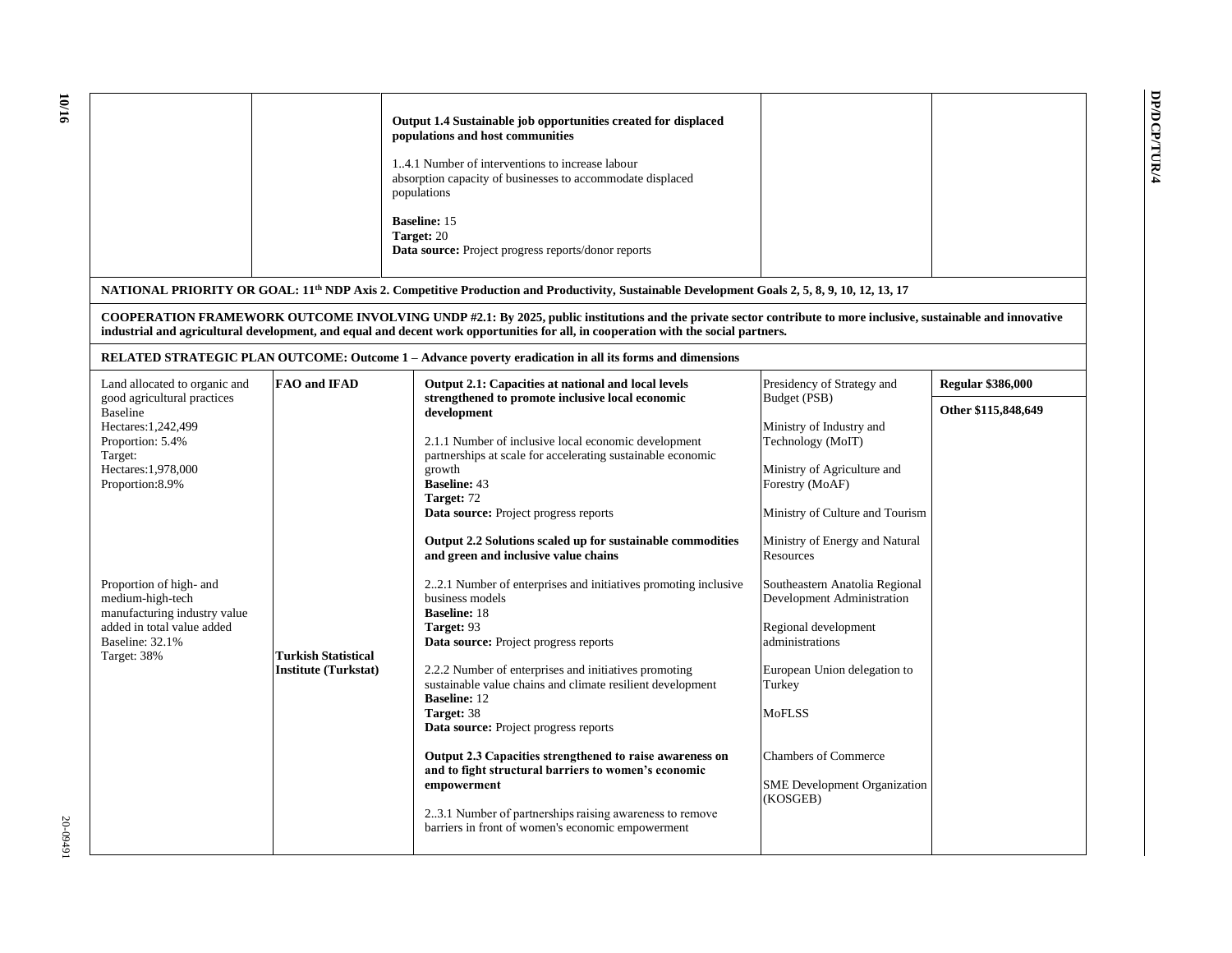| | | | | |
|---|---|---|---|---|
| | | **Output 1.4 Sustainable job opportunities created for displaced populations and host communities**<br><br>1..4.1 Number of interventions to increase labour absorption capacity of businesses to accommodate displaced populations<br><br>**Baseline:** 15<br>**Target:** 20<br>**Data source:** Project progress reports/donor reports | | |
| **NATIONAL PRIORITY OR GOAL: 11th NDP Axis 2. Competitive Production and Productivity, Sustainable Development Goals 2, 5, 8, 9, 10, 12, 13, 17** | | | | |
| **COOPERATION FRAMEWORK OUTCOME INVOLVING UNDP #2.1: By 2025, public institutions and the private sector contribute to more inclusive, sustainable and innovative industrial and agricultural development, and equal and decent work opportunities for all, in cooperation with the social partners.** | | | | |
| **RELATED STRATEGIC PLAN OUTCOME: Outcome 1 – Advance poverty eradication in all its forms and dimensions** | | | | |
| Land allocated to organic and good agricultural practices<br>Baseline<br>Hectares:1,242,499<br>Proportion: 5.4%<br>Target:<br>Hectares:1,978,000<br>Proportion:8.9%<br><br>Proportion of high- and medium-high-tech manufacturing industry value added in total value added<br>Baseline: 32.1%<br>Target: 38% | **FAO and IFAD**<br><br>**Turkish Statistical Institute (Turkstat)** | **Output 2.1: Capacities at national and local levels strengthened to promote inclusive local economic development**<br><br>2.1.1 Number of inclusive local economic development partnerships at scale for accelerating sustainable economic growth<br>**Baseline:** 43<br>**Target:** 72<br>**Data source:** Project progress reports<br><br>**Output 2.2 Solutions scaled up for sustainable commodities and green and inclusive value chains**<br><br>2..2.1 Number of enterprises and initiatives promoting inclusive business models<br>**Baseline:** 18<br>**Target:** 93<br>**Data source:** Project progress reports<br><br>2.2.2 Number of enterprises and initiatives promoting sustainable value chains and climate resilient development<br>**Baseline:** 12<br>**Target:** 38<br>**Data source:** Project progress reports<br><br>**Output 2.3 Capacities strengthened to raise awareness on and to fight structural barriers to women's economic empowerment**<br><br>2..3.1 Number of partnerships raising awareness to remove barriers in front of women's economic empowerment | Presidency of Strategy and Budget (PSB)<br><br>Ministry of Industry and Technology (MoIT)<br><br>Ministry of Agriculture and Forestry (MoAF)<br><br>Ministry of Culture and Tourism<br><br>Ministry of Energy and Natural Resources<br><br>Southeastern Anatolia Regional Development Administration<br><br>Regional development administrations<br><br>European Union delegation to Turkey<br><br>MoFLSS<br><br>Chambers of Commerce<br><br>SME Development Organization (KOSGEB) | **Regular $386,000**<br><br>**Other $115,848,649** |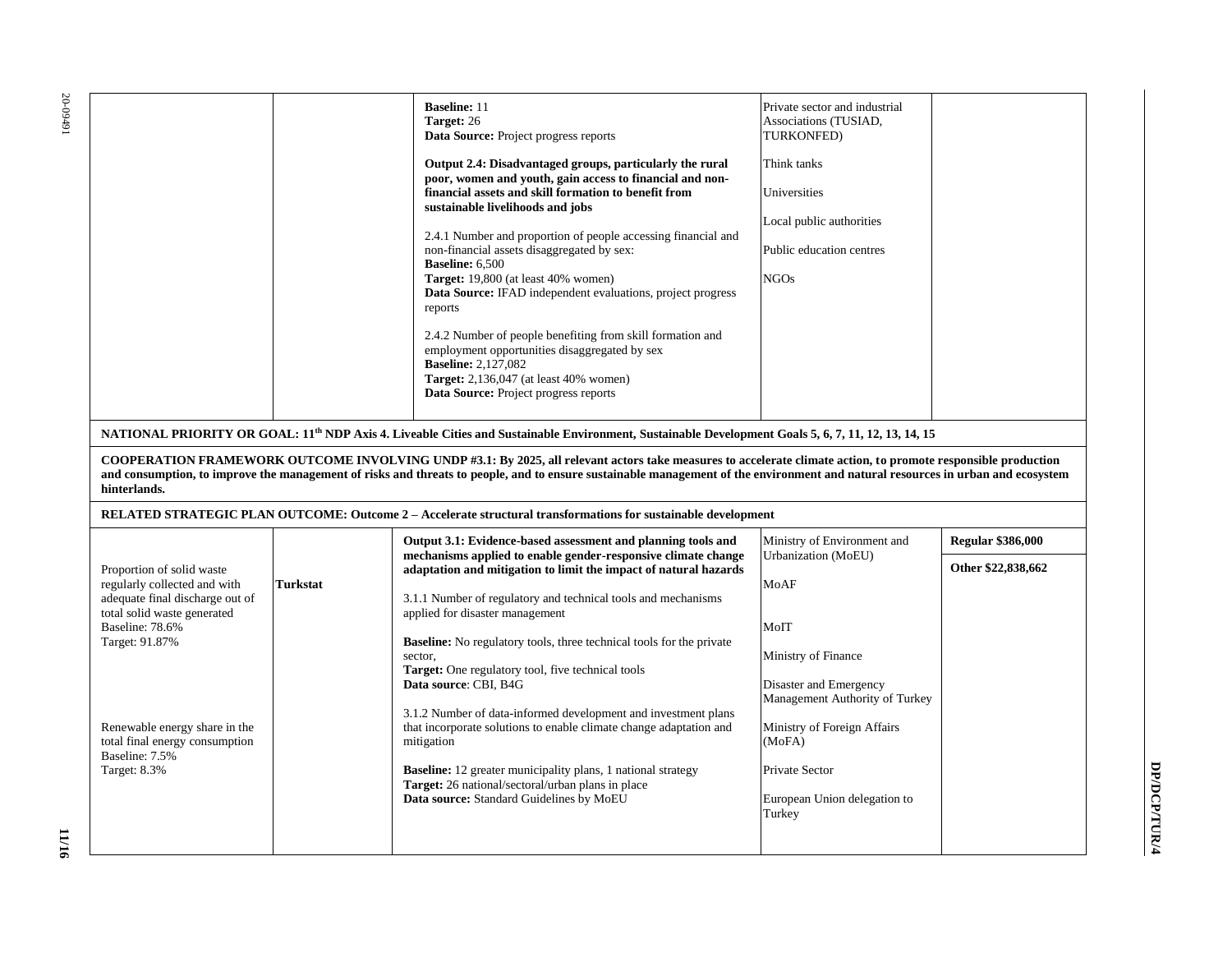| | | | | |
|---|---|---|---|---|
| | | **Baseline:** 11<br>**Target:** 26<br>**Data Source:** Project progress reports<br><br>**Output 2.4: Disadvantaged groups, particularly the rural poor, women and youth, gain access to financial and non-financial assets and skill formation to benefit from sustainable livelihoods and jobs**<br><br>2.4.1 Number and proportion of people accessing financial and non-financial assets disaggregated by sex:<br>**Baseline:** 6,500<br>**Target:** 19,800 (at least 40% women)<br>**Data Source:** IFAD independent evaluations, project progress reports<br><br>2.4.2 Number of people benefiting from skill formation and employment opportunities disaggregated by sex<br>**Baseline:** 2,127,082<br>**Target:** 2,136,047 (at least 40% women)<br>**Data Source:** Project progress reports | Private sector and industrial Associations (TUSIAD, TURKONFED)<br><br>Think tanks<br><br>Universities<br><br>Local public authorities<br><br>Public education centres<br><br>NGOs | |
| **NATIONAL PRIORITY OR GOAL: 11th NDP Axis 4. Liveable Cities and Sustainable Environment, Sustainable Development Goals 5, 6, 7, 11, 12, 13, 14, 15** | | | | |
| **COOPERATION FRAMEWORK OUTCOME INVOLVING UNDP #3.1: By 2025, all relevant actors take measures to accelerate climate action, to promote responsible production and consumption, to improve the management of risks and threats to people, and to ensure sustainable management of the environment and natural resources in urban and ecosystem hinterlands.** | | | | |
| **RELATED STRATEGIC PLAN OUTCOME: Outcome 2 – Accelerate structural transformations for sustainable development** | | | | |
| Proportion of solid waste regularly collected and with adequate final discharge out of total solid waste generated<br>Baseline: 78.6%<br>Target: 91.87%<br><br>Renewable energy share in the total final energy consumption<br>Baseline: 7.5%<br>Target: 8.3% | **Turkstat** | **Output 3.1: Evidence-based assessment and planning tools and mechanisms applied to enable gender-responsive climate change adaptation and mitigation to limit the impact of natural hazards**<br><br>3.1.1 Number of regulatory and technical tools and mechanisms applied for disaster management<br><br>**Baseline:** No regulatory tools, three technical tools for the private sector,<br>**Target:** One regulatory tool, five technical tools<br>**Data source**: CBI, B4G<br><br>3.1.2 Number of data-informed development and investment plans that incorporate solutions to enable climate change adaptation and mitigation<br><br>**Baseline:** 12 greater municipality plans, 1 national strategy<br>**Target:** 26 national/sectoral/urban plans in place<br>**Data source:** Standard Guidelines by MoEU | Ministry of Environment and Urbanization (MoEU)<br><br>MoAF<br><br>MoIT<br><br>Ministry of Finance<br><br>Disaster and Emergency Management Authority of Turkey<br><br>Ministry of Foreign Affairs (MoFA)<br><br>Private Sector<br><br>European Union delegation to Turkey | **Regular $386,000**<br><br>**Other $22,838,662** |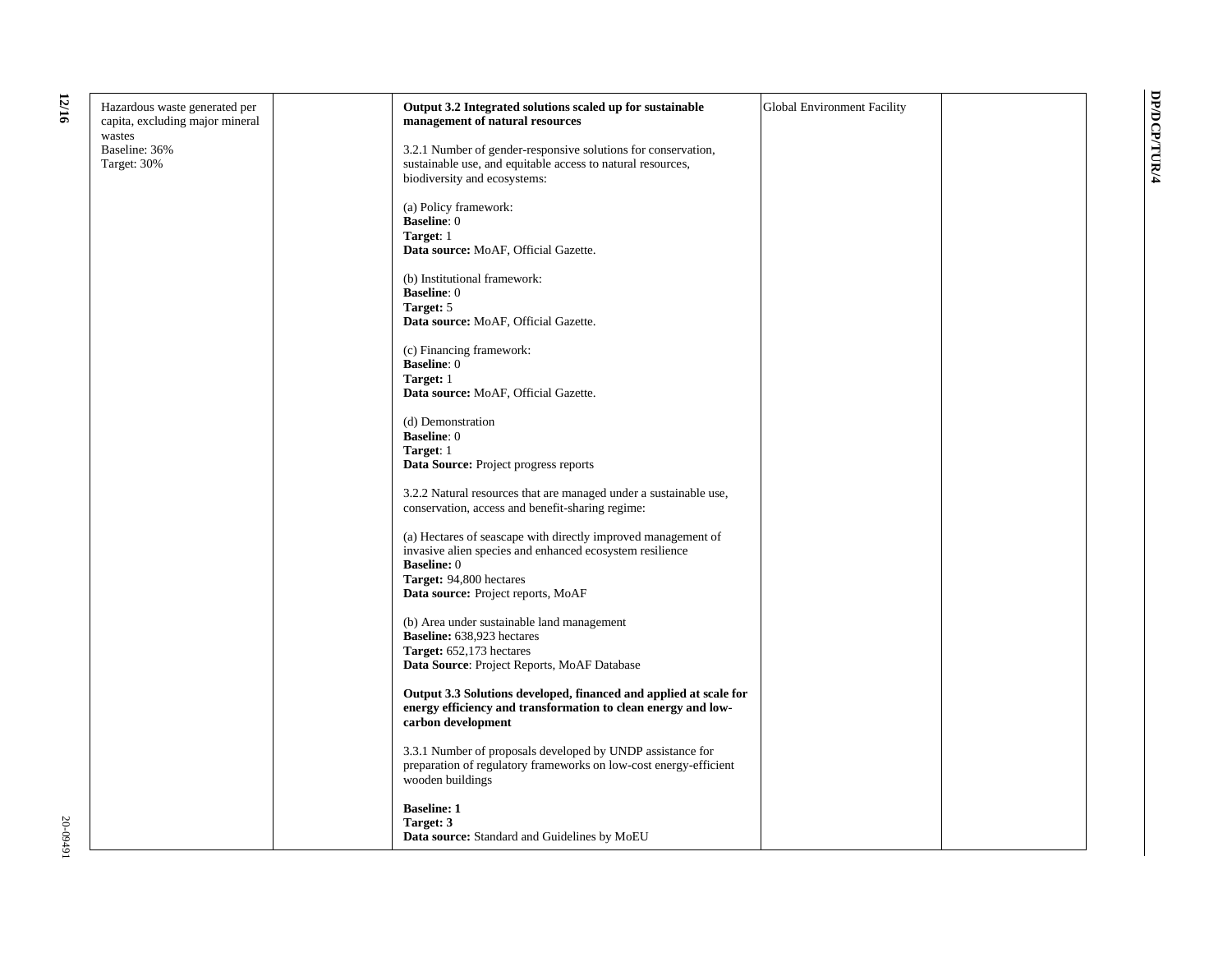| | | | | |
|---|---|---|---|---|
| Hazardous waste generated per capita, excluding major mineral wastes<br>Baseline: 36%<br>Target: 30% | | **Output 3.2 Integrated solutions scaled up for sustainable management of natural resources**<br><br>3.2.1 Number of gender-responsive solutions for conservation, sustainable use, and equitable access to natural resources, biodiversity and ecosystems:<br><br>(a) Policy framework:<br>**Baseline**: 0<br>**Target**: 1<br>**Data source:** MoAF, Official Gazette.<br><br>(b) Institutional framework:<br>**Baseline**: 0<br>**Target:** 5<br>**Data source:** MoAF, Official Gazette.<br><br>(c) Financing framework:<br>**Baseline**: 0<br>**Target:** 1<br>**Data source:** MoAF, Official Gazette.<br><br>(d) Demonstration<br>**Baseline**: 0<br>**Target**: 1<br>**Data Source:** Project progress reports<br><br>3.2.2 Natural resources that are managed under a sustainable use, conservation, access and benefit-sharing regime:<br><br>(a) Hectares of seascape with directly improved management of invasive alien species and enhanced ecosystem resilience<br>**Baseline:** 0<br>**Target:** 94,800 hectares<br>**Data source:** Project reports, MoAF<br><br>(b) Area under sustainable land management<br>**Baseline:** 638,923 hectares<br>**Target:** 652,173 hectares<br>**Data Source**: Project Reports, MoAF Database<br><br>**Output 3.3 Solutions developed, financed and applied at scale for energy efficiency and transformation to clean energy and low-carbon development**<br><br>3.3.1 Number of proposals developed by UNDP assistance for preparation of regulatory frameworks on low-cost energy-efficient wooden buildings<br><br>**Baseline: 1**<br>**Target: 3**<br>**Data source:** Standard and Guidelines by MoEU | Global Environment Facility | |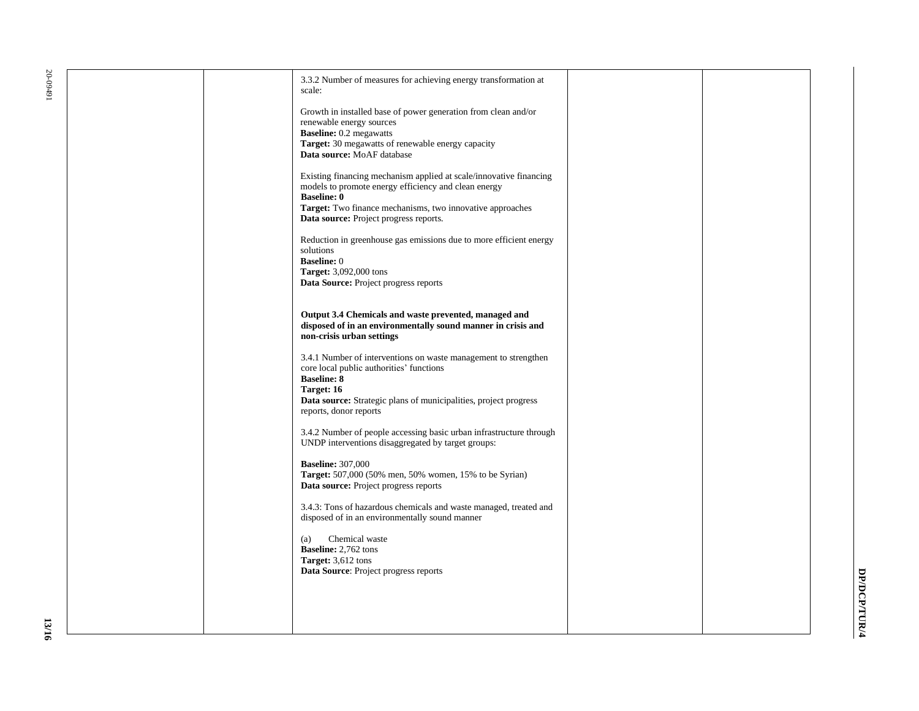| | | | | |
|---|---|---|---|---|
| | | 3.3.2 Number of measures for achieving energy transformation at scale:<br><br>Growth in installed base of power generation from clean and/or renewable energy sources<br>**Baseline:** 0.2 megawatts<br>**Target:** 30 megawatts of renewable energy capacity<br>**Data source:** MoAF database<br><br>Existing financing mechanism applied at scale/innovative financing models to promote energy efficiency and clean energy<br>**Baseline: 0**<br>**Target:** Two finance mechanisms, two innovative approaches<br>**Data source:** Project progress reports.<br><br>Reduction in greenhouse gas emissions due to more efficient energy solutions<br>**Baseline:** 0<br>**Target:** 3,092,000 tons<br>**Data Source:** Project progress reports<br><br>**Output 3.4 Chemicals and waste prevented, managed and disposed of in an environmentally sound manner in crisis and non-crisis urban settings**<br><br>3.4.1 Number of interventions on waste management to strengthen core local public authorities' functions<br>**Baseline: 8**<br>**Target: 16**<br>**Data source:** Strategic plans of municipalities, project progress reports, donor reports<br><br>3.4.2 Number of people accessing basic urban infrastructure through UNDP interventions disaggregated by target groups:<br><br>**Baseline:** 307,000<br>**Target:** 507,000 (50% men, 50% women, 15% to be Syrian)<br>**Data source:** Project progress reports<br><br>3.4.3: Tons of hazardous chemicals and waste managed, treated and disposed of in an environmentally sound manner<br><br>(a) Chemical waste<br>**Baseline:** 2,762 tons<br>**Target:** 3,612 tons<br>**Data Source**: Project progress reports | | |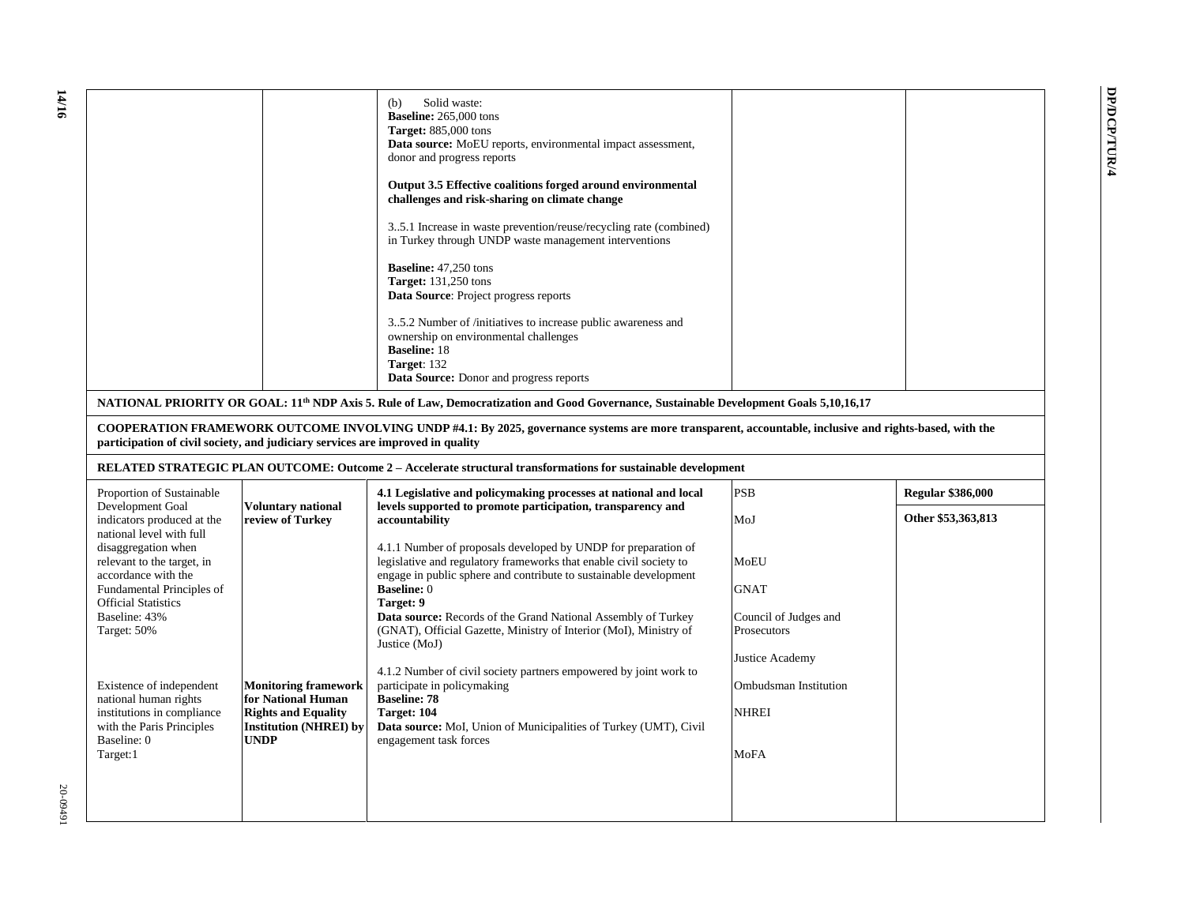| | | (b) Solid waste:<br>**Baseline:** 265,000 tons<br>**Target:** 885,000 tons<br>**Data source:** MoEU reports, environmental impact assessment, donor and progress reports<br><br>**Output 3.5 Effective coalitions forged around environmental challenges and risk-sharing on climate change**<br><br>3..5.1 Increase in waste prevention/reuse/recycling rate (combined) in Turkey through UNDP waste management interventions<br><br>**Baseline:** 47,250 tons<br>**Target:** 131,250 tons<br>**Data Source**: Project progress reports<br><br>3..5.2 Number of /initiatives to increase public awareness and ownership on environmental challenges<br>**Baseline:** 18<br>**Target**: 132<br>**Data Source:** Donor and progress reports | | |
|---|---|---|---|---|
| **NATIONAL PRIORITY OR GOAL: 11th NDP Axis 5. Rule of Law, Democratization and Good Governance, Sustainable Development Goals 5,10,16,17** | | | | |
| **COOPERATION FRAMEWORK OUTCOME INVOLVING UNDP #4.1: By 2025, governance systems are more transparent, accountable, inclusive and rights-based, with the participation of civil society, and judiciary services are improved in quality** | | | | |
| **RELATED STRATEGIC PLAN OUTCOME: Outcome 2 – Accelerate structural transformations for sustainable development** | | | | |
| Proportion of Sustainable Development Goal indicators produced at the national level with full disaggregation when relevant to the target, in accordance with the Fundamental Principles of Official Statistics<br>Baseline: 43%<br>Target: 50%<br><br>Existence of independent national human rights institutions in compliance with the Paris Principles<br>Baseline: 0<br>Target:1 | **Voluntary national review of Turkey**<br><br>**Monitoring framework for National Human Rights and Equality Institution (NHREI) by UNDP** | **4.1 Legislative and policymaking processes at national and local levels supported to promote participation, transparency and accountability**<br><br>4.1.1 Number of proposals developed by UNDP for preparation of legislative and regulatory frameworks that enable civil society to engage in public sphere and contribute to sustainable development<br>**Baseline:** 0<br>**Target: 9**<br>**Data source:** Records of the Grand National Assembly of Turkey (GNAT), Official Gazette, Ministry of Interior (MoI), Ministry of Justice (MoJ)<br><br>4.1.2 Number of civil society partners empowered by joint work to participate in policymaking<br>**Baseline: 78**<br>**Target: 104**<br>**Data source:** MoI, Union of Municipalities of Turkey (UMT), Civil engagement task forces | PSB<br>MoJ<br>MoEU<br>GNAT<br>Council of Judges and Prosecutors<br>Justice Academy<br>Ombudsman Institution<br>NHREI<br>MoFA | **Regular $386,000**<br><br>**Other $53,363,813** |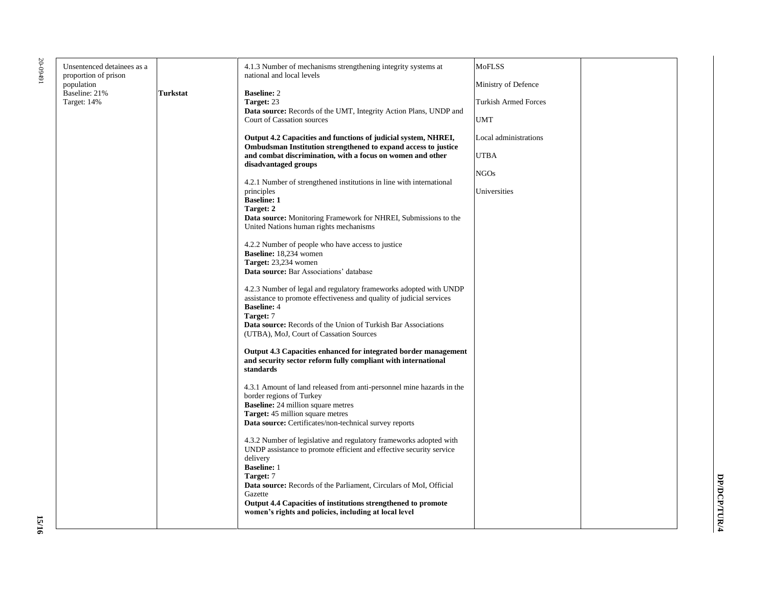| | | | | |
|---|---|---|---|---|
| Unsentenced detainees as a proportion of prison population<br>Baseline: 21%<br>Target: 14% | **Turkstat** | 4.1.3 Number of mechanisms strengthening integrity systems at national and local levels<br><br>**Baseline:** 2<br>**Target:** 23<br>**Data source:** Records of the UMT, Integrity Action Plans, UNDP and Court of Cassation sources<br><br>**Output 4.2 Capacities and functions of judicial system, NHREI, Ombudsman Institution strengthened to expand access to justice and combat discrimination, with a focus on women and other disadvantaged groups**<br><br>4.2.1 Number of strengthened institutions in line with international principles<br>**Baseline: 1**<br>**Target: 2**<br>**Data source:** Monitoring Framework for NHREI, Submissions to the United Nations human rights mechanisms<br><br>4.2.2 Number of people who have access to justice<br>**Baseline:** 18,234 women<br>**Target:** 23,234 women<br>**Data source:** Bar Associations' database<br><br>4.2.3 Number of legal and regulatory frameworks adopted with UNDP assistance to promote effectiveness and quality of judicial services<br>**Baseline:** 4<br>**Target:** 7<br>**Data source:** Records of the Union of Turkish Bar Associations (UTBA), MoJ, Court of Cassation Sources<br><br>**Output 4.3 Capacities enhanced for integrated border management and security sector reform fully compliant with international standards**<br><br>4.3.1 Amount of land released from anti-personnel mine hazards in the border regions of Turkey<br>**Baseline:** 24 million square metres<br>**Target:** 45 million square metres<br>**Data source:** Certificates/non-technical survey reports<br><br>4.3.2 Number of legislative and regulatory frameworks adopted with UNDP assistance to promote efficient and effective security service delivery<br>**Baseline:** 1<br>**Target:** 7<br>**Data source:** Records of the Parliament, Circulars of MoI, Official Gazette<br>**Output 4.4 Capacities of institutions strengthened to promote women's rights and policies, including at local level** | MoFLSS<br><br>Ministry of Defence<br><br>Turkish Armed Forces<br><br>UMT<br><br>Local administrations<br><br>UTBA<br><br>NGOs<br><br>Universities | |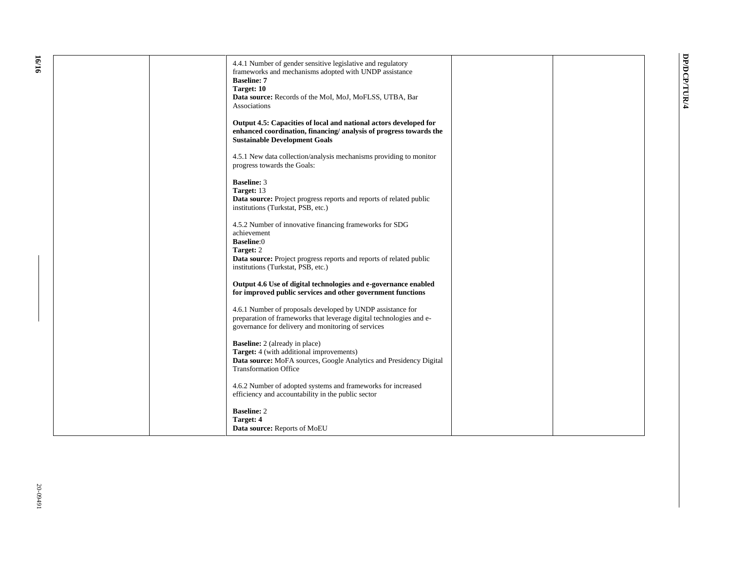| | | | | |
|---|---|---|---|---|
| | | 4.4.1 Number of gender sensitive legislative and regulatory frameworks and mechanisms adopted with UNDP assistance<br>**Baseline: 7**<br>**Target: 10**<br>**Data source:** Records of the MoI, MoJ, MoFLSS, UTBA, Bar Associations<br><br>**Output 4.5: Capacities of local and national actors developed for enhanced coordination, financing/ analysis of progress towards the Sustainable Development Goals**<br><br>4.5.1 New data collection/analysis mechanisms providing to monitor progress towards the Goals:<br><br>**Baseline:** 3<br>**Target:** 13<br>**Data source:** Project progress reports and reports of related public institutions (Turkstat, PSB, etc.)<br><br>4.5.2 Number of innovative financing frameworks for SDG achievement<br>**Baseline**:0<br>**Target:** 2<br>**Data source:** Project progress reports and reports of related public institutions (Turkstat, PSB, etc.)<br><br>**Output 4.6 Use of digital technologies and e-governance enabled for improved public services and other government functions**<br><br>4.6.1 Number of proposals developed by UNDP assistance for preparation of frameworks that leverage digital technologies and e-governance for delivery and monitoring of services<br><br>**Baseline:** 2 (already in place)<br>**Target:** 4 (with additional improvements)<br>**Data source:** MoFA sources, Google Analytics and Presidency Digital Transformation Office<br><br>4.6.2 Number of adopted systems and frameworks for increased efficiency and accountability in the public sector<br><br>**Baseline:** 2<br>**Target: 4**<br>**Data source:** Reports of MoEU | | |